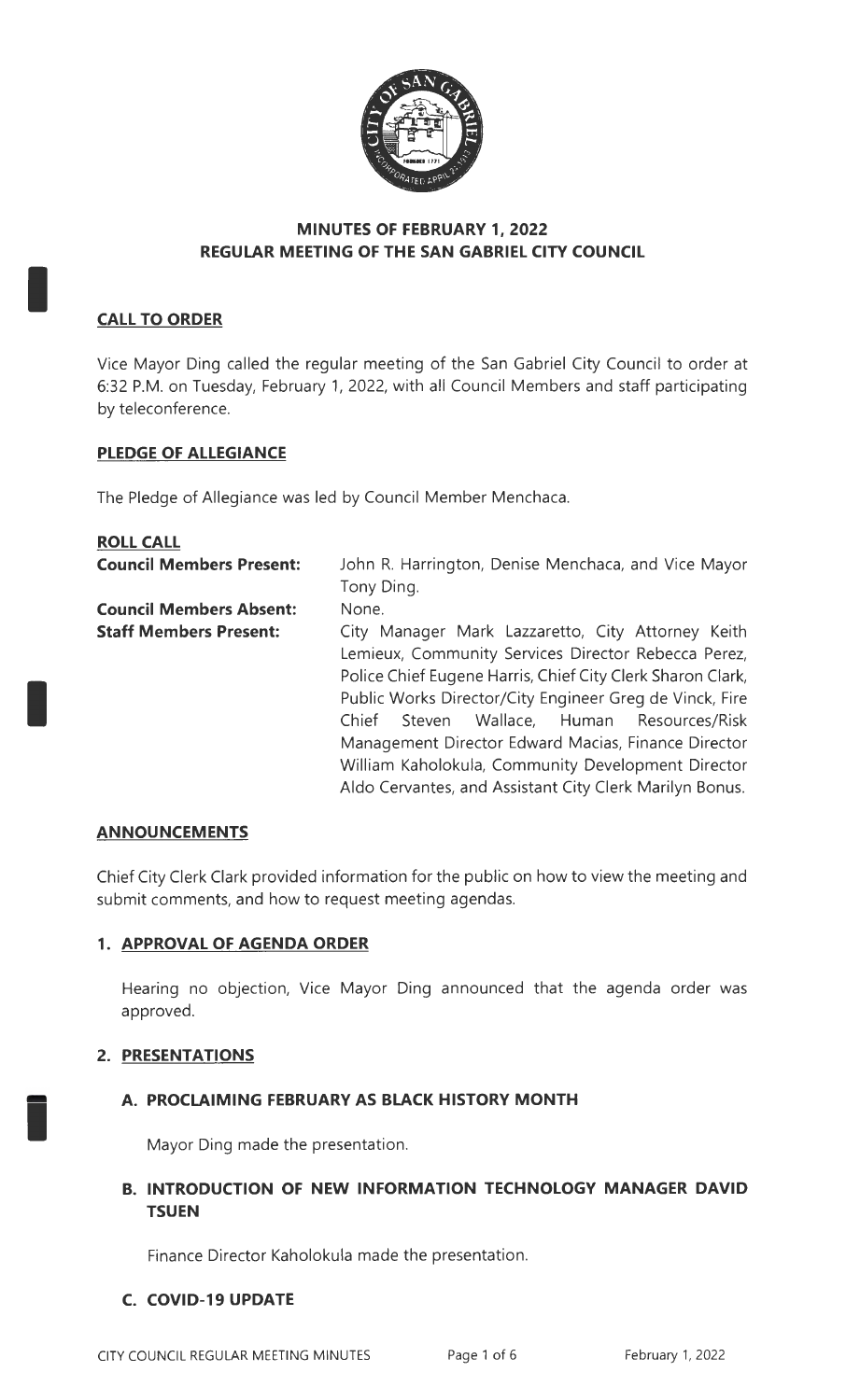# MINUTES OF FEBRUARY 1, 2022
# REGULAR MEETING OF THE SAN GABRIEL CITY COUNCIL

## CALL TO ORDER

Vice Mayor Ding called the regular meeting of the San Gabriel City Council to order at 6:32 P.M. on Tuesday, February 1, 2022, with all Council Members and staff participating by teleconference.

## PLEDGE OF ALLEGIANCE

The Pledge of Allegiance was led by Council Member Menchaca.

## ROLL CALL

| | |
|---|---|
| **Council Members Present:** | John R. Harrington, Denise Menchaca, and Vice Mayor Tony Ding. |
| **Council Members Absent:** | None. |
| **Staff Members Present:** | City Manager Mark Lazzaretto, City Attorney Keith Lemieux, Community Services Director Rebecca Perez, Police Chief Eugene Harris, Chief City Clerk Sharon Clark, Public Works Director/City Engineer Greg de Vinck, Fire Chief Steven Wallace, Human Resources/Risk Management Director Edward Macias, Finance Director William Kaholokula, Community Development Director Aldo Cervantes, and Assistant City Clerk Marilyn Bonus. |

## ANNOUNCEMENTS

Chief City Clerk Clark provided information for the public on how to view the meeting and submit comments, and how to request meeting agendas.

## 1. APPROVAL OF AGENDA ORDER

Hearing no objection, Vice Mayor Ding announced that the agenda order was approved.

## 2. PRESENTATIONS

### A. PROCLAIMING FEBRUARY AS BLACK HISTORY MONTH

Mayor Ding made the presentation.

### B. INTRODUCTION OF NEW INFORMATION TECHNOLOGY MANAGER DAVID TSUEN

Finance Director Kaholokula made the presentation.

### C. COVID-19 UPDATE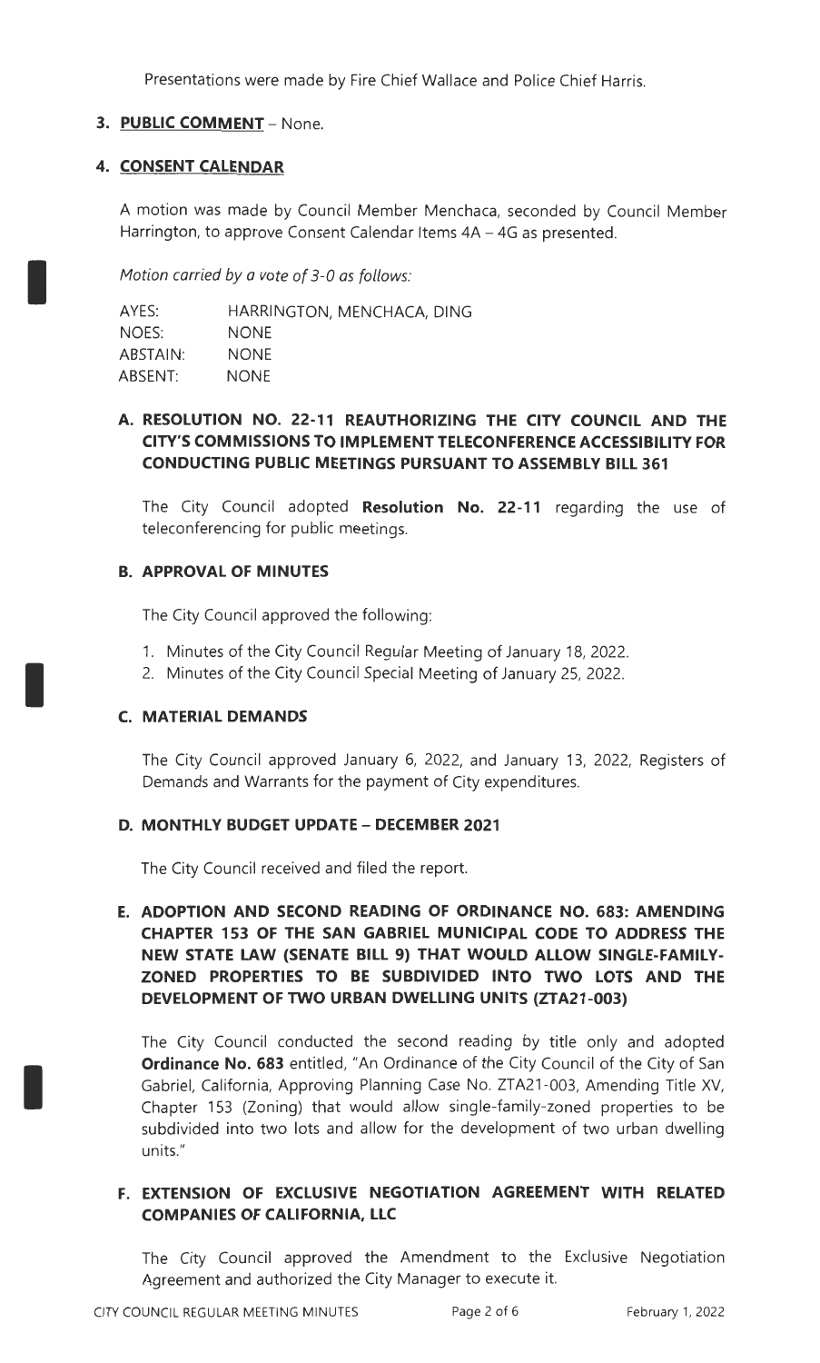Presentations were made by Fire Chief Wallace and Police Chief Harris.

## 3. PUBLIC COMMENT – None.

## 4. CONSENT CALENDAR

A motion was made by Council Member Menchaca, seconded by Council Member Harrington, to approve Consent Calendar Items 4A – 4G as presented.

*Motion carried by a vote of 3-0 as follows:*

| | |
|---|---|
| AYES: | HARRINGTON, MENCHACA, DING |
| NOES: | NONE |
| ABSTAIN: | NONE |
| ABSENT: | NONE |

### A. RESOLUTION NO. 22-11 REAUTHORIZING THE CITY COUNCIL AND THE CITY'S COMMISSIONS TO IMPLEMENT TELECONFERENCE ACCESSIBILITY FOR CONDUCTING PUBLIC MEETINGS PURSUANT TO ASSEMBLY BILL 361

The City Council adopted **Resolution No. 22-11** regarding the use of teleconferencing for public meetings.

### B. APPROVAL OF MINUTES

The City Council approved the following:

1. Minutes of the City Council Regular Meeting of January 18, 2022.
2. Minutes of the City Council Special Meeting of January 25, 2022.

### C. MATERIAL DEMANDS

The City Council approved January 6, 2022, and January 13, 2022, Registers of Demands and Warrants for the payment of City expenditures.

### D. MONTHLY BUDGET UPDATE – DECEMBER 2021

The City Council received and filed the report.

### E. ADOPTION AND SECOND READING OF ORDINANCE NO. 683: AMENDING CHAPTER 153 OF THE SAN GABRIEL MUNICIPAL CODE TO ADDRESS THE NEW STATE LAW (SENATE BILL 9) THAT WOULD ALLOW SINGLE-FAMILY-ZONED PROPERTIES TO BE SUBDIVIDED INTO TWO LOTS AND THE DEVELOPMENT OF TWO URBAN DWELLING UNITS (ZTA21-003)

The City Council conducted the second reading by title only and adopted **Ordinance No. 683** entitled, "An Ordinance of the City Council of the City of San Gabriel, California, Approving Planning Case No. ZTA21-003, Amending Title XV, Chapter 153 (Zoning) that would allow single-family-zoned properties to be subdivided into two lots and allow for the development of two urban dwelling units."

### F. EXTENSION OF EXCLUSIVE NEGOTIATION AGREEMENT WITH RELATED COMPANIES OF CALIFORNIA, LLC

The City Council approved the Amendment to the Exclusive Negotiation Agreement and authorized the City Manager to execute it.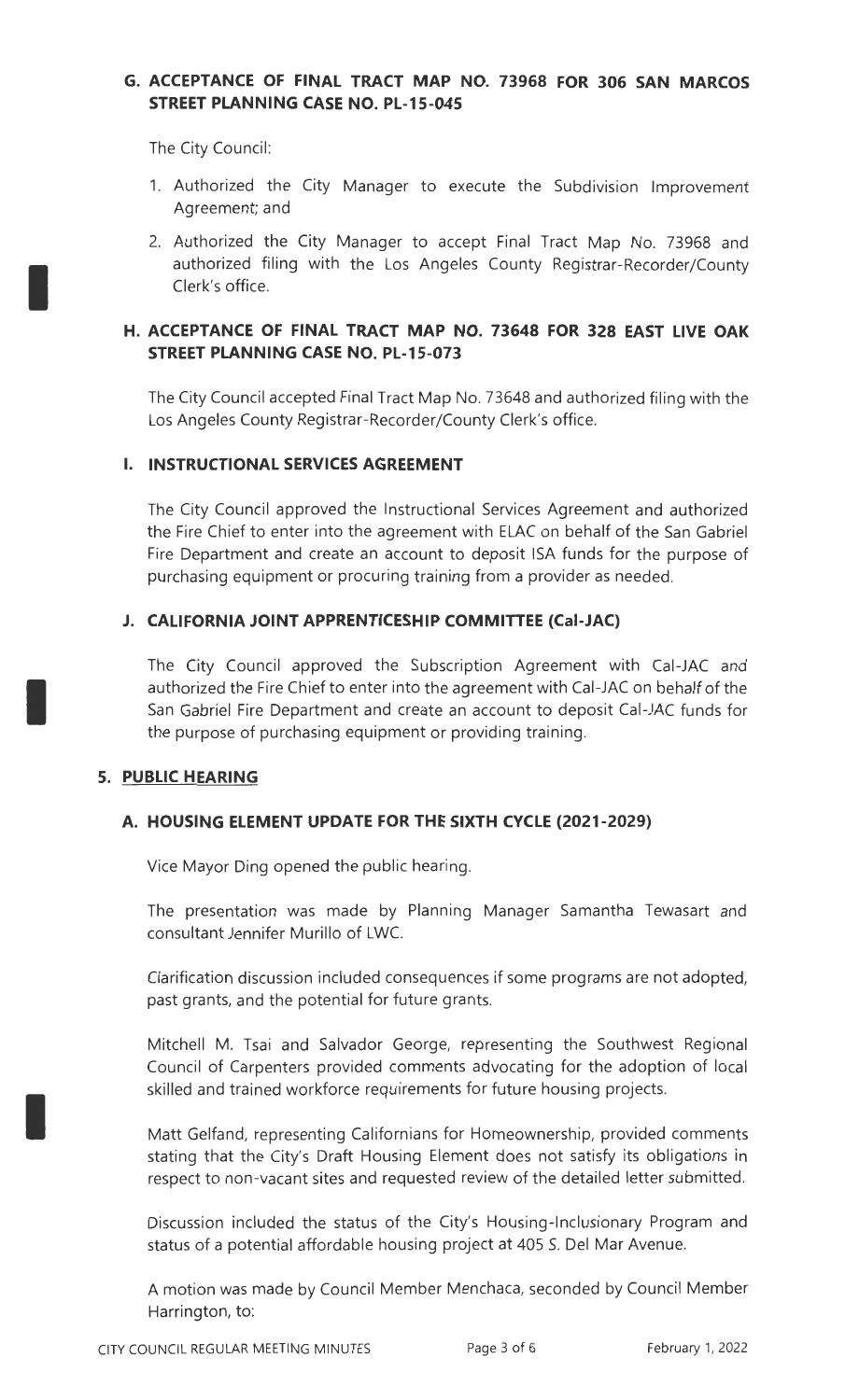### G. ACCEPTANCE OF FINAL TRACT MAP NO. 73968 FOR 306 SAN MARCOS STREET PLANNING CASE NO. PL-15-045

The City Council:

1. Authorized the City Manager to execute the Subdivision Improvement Agreement; and
2. Authorized the City Manager to accept Final Tract Map No. 73968 and authorized filing with the Los Angeles County Registrar-Recorder/County Clerk's office.

### H. ACCEPTANCE OF FINAL TRACT MAP NO. 73648 FOR 328 EAST LIVE OAK STREET PLANNING CASE NO. PL-15-073

The City Council accepted Final Tract Map No. 73648 and authorized filing with the Los Angeles County Registrar-Recorder/County Clerk's office.

### I. INSTRUCTIONAL SERVICES AGREEMENT

The City Council approved the Instructional Services Agreement and authorized the Fire Chief to enter into the agreement with ELAC on behalf of the San Gabriel Fire Department and create an account to deposit ISA funds for the purpose of purchasing equipment or procuring training from a provider as needed.

### J. CALIFORNIA JOINT APPRENTICESHIP COMMITTEE (Cal-JAC)

The City Council approved the Subscription Agreement with Cal-JAC and authorized the Fire Chief to enter into the agreement with Cal-JAC on behalf of the San Gabriel Fire Department and create an account to deposit Cal-JAC funds for the purpose of purchasing equipment or providing training.

## 5. PUBLIC HEARING

### A. HOUSING ELEMENT UPDATE FOR THE SIXTH CYCLE (2021-2029)

Vice Mayor Ding opened the public hearing.

The presentation was made by Planning Manager Samantha Tewasart and consultant Jennifer Murillo of LWC.

Clarification discussion included consequences if some programs are not adopted, past grants, and the potential for future grants.

Mitchell M. Tsai and Salvador George, representing the Southwest Regional Council of Carpenters provided comments advocating for the adoption of local skilled and trained workforce requirements for future housing projects.

Matt Gelfand, representing Californians for Homeownership, provided comments stating that the City's Draft Housing Element does not satisfy its obligations in respect to non-vacant sites and requested review of the detailed letter submitted.

Discussion included the status of the City's Housing-Inclusionary Program and status of a potential affordable housing project at 405 S. Del Mar Avenue.

A motion was made by Council Member Menchaca, seconded by Council Member Harrington, to: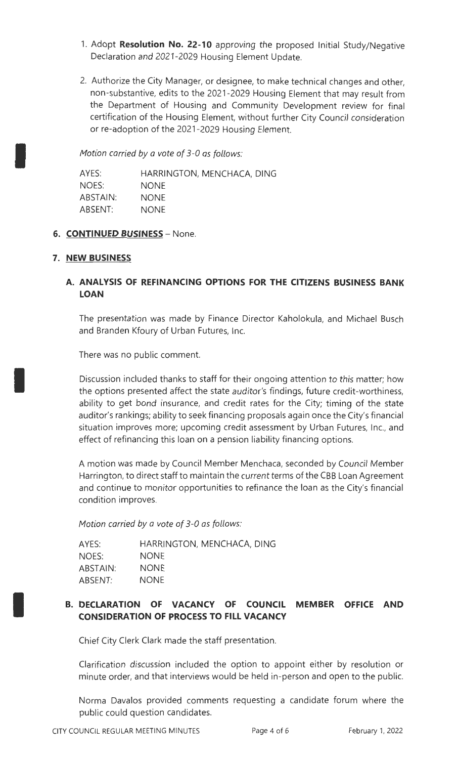1. Adopt **Resolution No. 22-10** approving the proposed Initial Study/Negative Declaration and 2021-2029 Housing Element Update.

2. Authorize the City Manager, or designee, to make technical changes and other, non-substantive, edits to the 2021-2029 Housing Element that may result from the Department of Housing and Community Development review for final certification of the Housing Element, without further City Council consideration or re-adoption of the 2021-2029 Housing Element.

*Motion carried by a vote of 3-0 as follows:*

| | |
|---|---|
| AYES: | HARRINGTON, MENCHACA, DING |
| NOES: | NONE |
| ABSTAIN: | NONE |
| ABSENT: | NONE |

**6. CONTINUED BUSINESS** – None.

**7. NEW BUSINESS**

**A. ANALYSIS OF REFINANCING OPTIONS FOR THE CITIZENS BUSINESS BANK LOAN**

The presentation was made by Finance Director Kaholokula, and Michael Busch and Branden Kfoury of Urban Futures, Inc.

There was no public comment.

Discussion included thanks to staff for their ongoing attention to this matter; how the options presented affect the state auditor's findings, future credit-worthiness, ability to get bond insurance, and credit rates for the City; timing of the state auditor's rankings; ability to seek financing proposals again once the City's financial situation improves more; upcoming credit assessment by Urban Futures, Inc., and effect of refinancing this loan on a pension liability financing options.

A motion was made by Council Member Menchaca, seconded by Council Member Harrington, to direct staff to maintain the current terms of the CBB Loan Agreement and continue to monitor opportunities to refinance the loan as the City's financial condition improves.

*Motion carried by a vote of 3-0 as follows:*

| | |
|---|---|
| AYES: | HARRINGTON, MENCHACA, DING |
| NOES: | NONE |
| ABSTAIN: | NONE |
| ABSENT: | NONE |

**B. DECLARATION OF VACANCY OF COUNCIL MEMBER OFFICE AND CONSIDERATION OF PROCESS TO FILL VACANCY**

Chief City Clerk Clark made the staff presentation.

Clarification discussion included the option to appoint either by resolution or minute order, and that interviews would be held in-person and open to the public.

Norma Davalos provided comments requesting a candidate forum where the public could question candidates.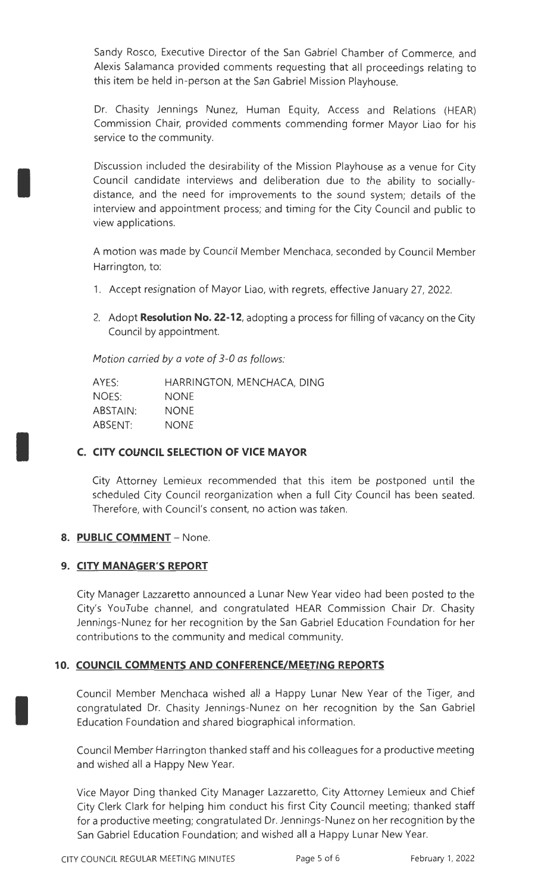Sandy Rosco, Executive Director of the San Gabriel Chamber of Commerce, and Alexis Salamanca provided comments requesting that all proceedings relating to this item be held in-person at the San Gabriel Mission Playhouse.

Dr. Chasity Jennings Nunez, Human Equity, Access and Relations (HEAR) Commission Chair, provided comments commending former Mayor Liao for his service to the community.

Discussion included the desirability of the Mission Playhouse as a venue for City Council candidate interviews and deliberation due to the ability to socially-distance, and the need for improvements to the sound system; details of the interview and appointment process; and timing for the City Council and public to view applications.

A motion was made by Council Member Menchaca, seconded by Council Member Harrington, to:

1. Accept resignation of Mayor Liao, with regrets, effective January 27, 2022.
2. Adopt **Resolution No. 22-12**, adopting a process for filling of vacancy on the City Council by appointment.

*Motion carried by a vote of 3-0 as follows:*

| | |
|---|---|
| AYES: | HARRINGTON, MENCHACA, DING |
| NOES: | NONE |
| ABSTAIN: | NONE |
| ABSENT: | NONE |

### C. CITY COUNCIL SELECTION OF VICE MAYOR

City Attorney Lemieux recommended that this item be postponed until the scheduled City Council reorganization when a full City Council has been seated. Therefore, with Council's consent, no action was taken.

## 8. PUBLIC COMMENT – None.

## 9. CITY MANAGER'S REPORT

City Manager Lazzaretto announced a Lunar New Year video had been posted to the City's YouTube channel, and congratulated HEAR Commission Chair Dr. Chasity Jennings-Nunez for her recognition by the San Gabriel Education Foundation for her contributions to the community and medical community.

## 10. COUNCIL COMMENTS AND CONFERENCE/MEETING REPORTS

Council Member Menchaca wished all a Happy Lunar New Year of the Tiger, and congratulated Dr. Chasity Jennings-Nunez on her recognition by the San Gabriel Education Foundation and shared biographical information.

Council Member Harrington thanked staff and his colleagues for a productive meeting and wished all a Happy New Year.

Vice Mayor Ding thanked City Manager Lazzaretto, City Attorney Lemieux and Chief City Clerk Clark for helping him conduct his first City Council meeting; thanked staff for a productive meeting; congratulated Dr. Jennings-Nunez on her recognition by the San Gabriel Education Foundation; and wished all a Happy Lunar New Year.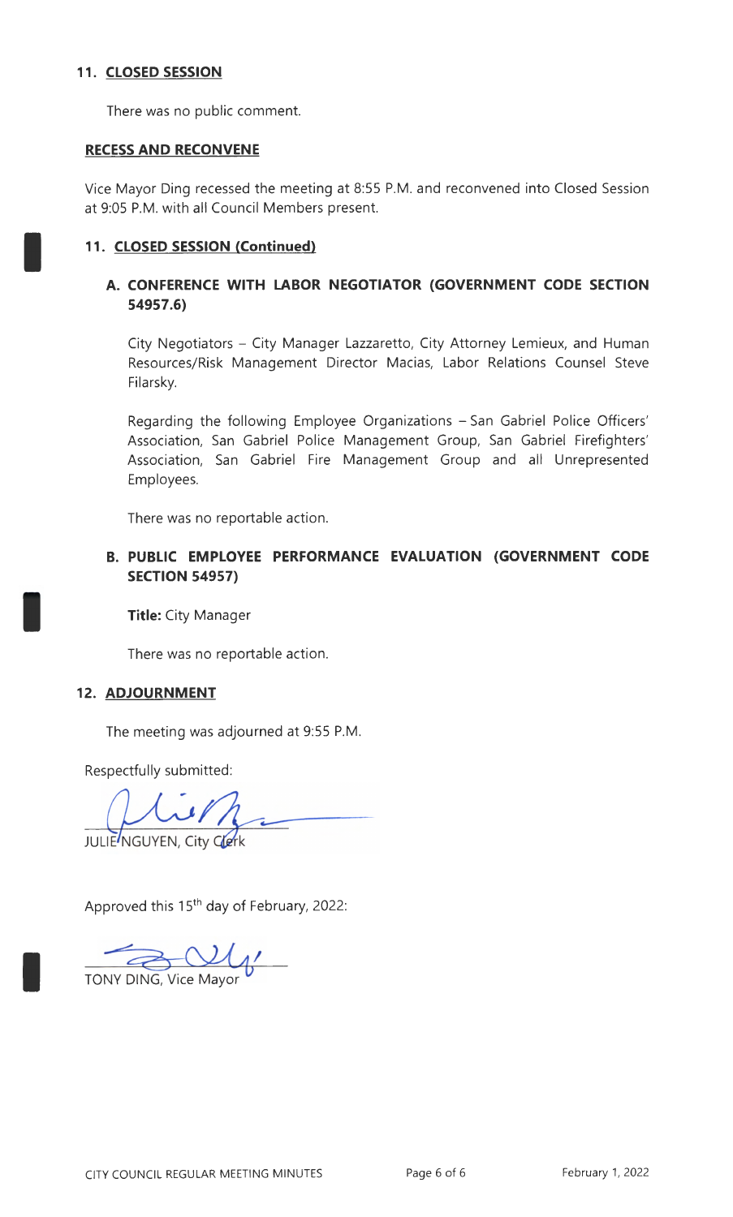### 11. CLOSED SESSION

There was no public comment.

#### RECESS AND RECONVENE

Vice Mayor Ding recessed the meeting at 8:55 P.M. and reconvened into Closed Session at 9:05 P.M. with all Council Members present.

### 11. CLOSED SESSION (Continued)

#### A. CONFERENCE WITH LABOR NEGOTIATOR (GOVERNMENT CODE SECTION 54957.6)

City Negotiators – City Manager Lazzaretto, City Attorney Lemieux, and Human Resources/Risk Management Director Macias, Labor Relations Counsel Steve Filarsky.

Regarding the following Employee Organizations – San Gabriel Police Officers' Association, San Gabriel Police Management Group, San Gabriel Firefighters' Association, San Gabriel Fire Management Group and all Unrepresented Employees.

There was no reportable action.

#### B. PUBLIC EMPLOYEE PERFORMANCE EVALUATION (GOVERNMENT CODE SECTION 54957)

**Title:** City Manager

There was no reportable action.

### 12. ADJOURNMENT

The meeting was adjourned at 9:55 P.M.

Respectfully submitted:

JULIE NGUYEN, City Clerk

Approved this 15th day of February, 2022:

TONY DING, Vice Mayor